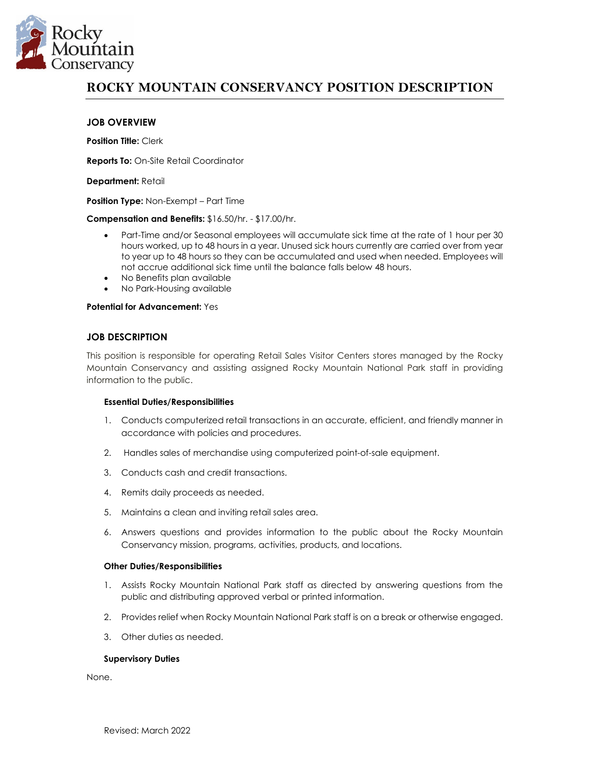# ROCKY MOUNTAIN CONSERVANCY POSITION DESCRIPTION

## JOB OVERVIEW

**Position Title:** Clerk

**Reports To:** On-Site Retail Coordinator

**Department:** Retail

**Position Type:** Non-Exempt – Part Time

**Compensation and Benefits:** $16.50/hr. - $17.00/hr.

- Part-Time and/or Seasonal employees will accumulate sick time at the rate of 1 hour per 30 hours worked, up to 48 hours in a year. Unused sick hours currently are carried over from year to year up to 48 hours so they can be accumulated and used when needed. Employees will not accrue additional sick time until the balance falls below 48 hours.
- No Benefits plan available
- No Park-Housing available

**Potential for Advancement:** Yes

## JOB DESCRIPTION

This position is responsible for operating Retail Sales Visitor Centers stores managed by the Rocky Mountain Conservancy and assisting assigned Rocky Mountain National Park staff in providing information to the public.

### Essential Duties/Responsibilities

1. Conducts computerized retail transactions in an accurate, efficient, and friendly manner in accordance with policies and procedures.
2. Handles sales of merchandise using computerized point-of-sale equipment.
3. Conducts cash and credit transactions.
4. Remits daily proceeds as needed.
5. Maintains a clean and inviting retail sales area.
6. Answers questions and provides information to the public about the Rocky Mountain Conservancy mission, programs, activities, products, and locations.

### Other Duties/Responsibilities

1. Assists Rocky Mountain National Park staff as directed by answering questions from the public and distributing approved verbal or printed information.
2. Provides relief when Rocky Mountain National Park staff is on a break or otherwise engaged.
3. Other duties as needed.

### Supervisory Duties

None.

Revised: March 2022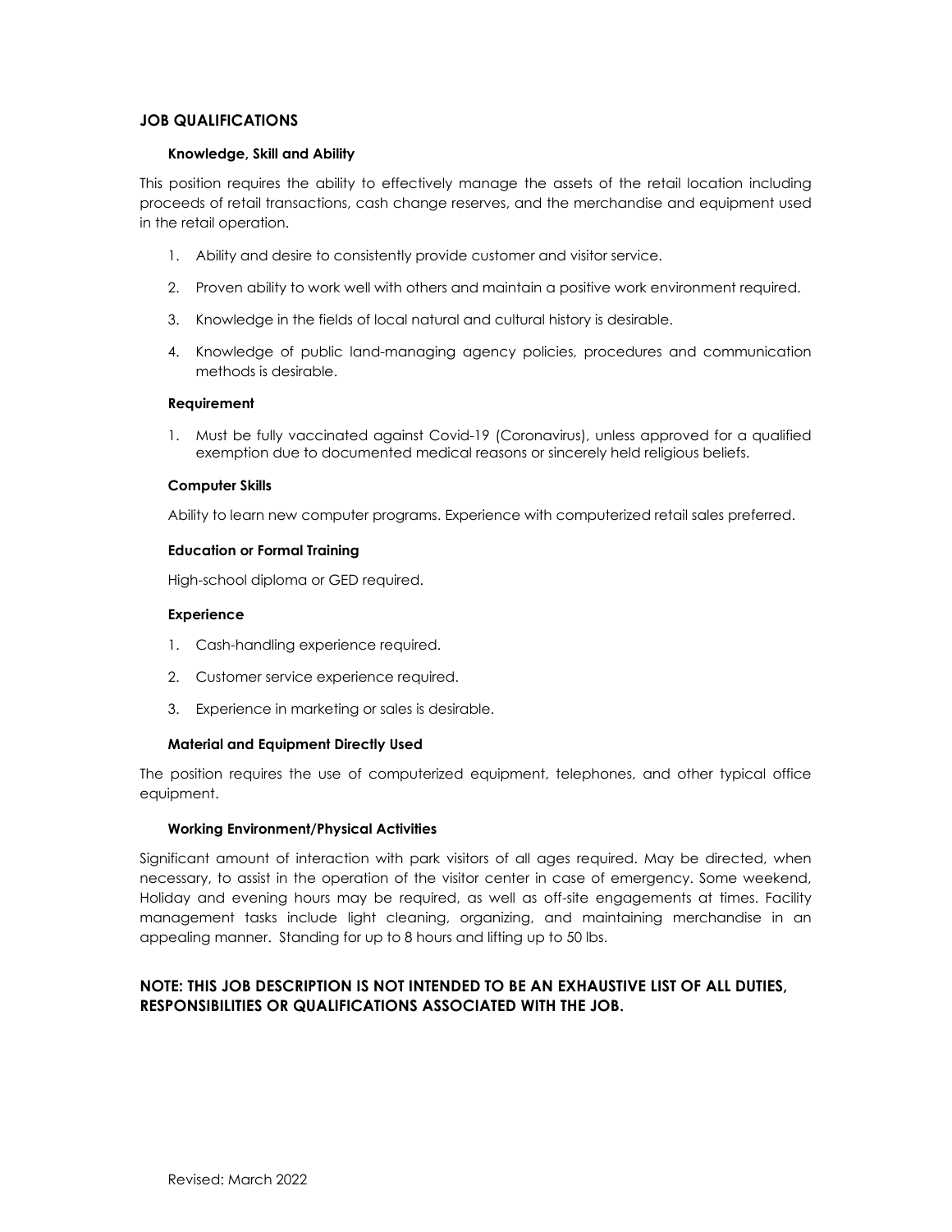## JOB QUALIFICATIONS

### Knowledge, Skill and Ability

This position requires the ability to effectively manage the assets of the retail location including proceeds of retail transactions, cash change reserves, and the merchandise and equipment used in the retail operation.

1. Ability and desire to consistently provide customer and visitor service.
2. Proven ability to work well with others and maintain a positive work environment required.
3. Knowledge in the fields of local natural and cultural history is desirable.
4. Knowledge of public land-managing agency policies, procedures and communication methods is desirable.

### Requirement

1. Must be fully vaccinated against Covid-19 (Coronavirus), unless approved for a qualified exemption due to documented medical reasons or sincerely held religious beliefs.

### Computer Skills

Ability to learn new computer programs. Experience with computerized retail sales preferred.

### Education or Formal Training

High-school diploma or GED required.

### Experience

1. Cash-handling experience required.
2. Customer service experience required.
3. Experience in marketing or sales is desirable.

### Material and Equipment Directly Used

The position requires the use of computerized equipment, telephones, and other typical office equipment.

### Working Environment/Physical Activities

Significant amount of interaction with park visitors of all ages required. May be directed, when necessary, to assist in the operation of the visitor center in case of emergency. Some weekend, Holiday and evening hours may be required, as well as off-site engagements at times. Facility management tasks include light cleaning, organizing, and maintaining merchandise in an appealing manner. Standing for up to 8 hours and lifting up to 50 lbs.

**NOTE: THIS JOB DESCRIPTION IS NOT INTENDED TO BE AN EXHAUSTIVE LIST OF ALL DUTIES, RESPONSIBILITIES OR QUALIFICATIONS ASSOCIATED WITH THE JOB.**

Revised: March 2022